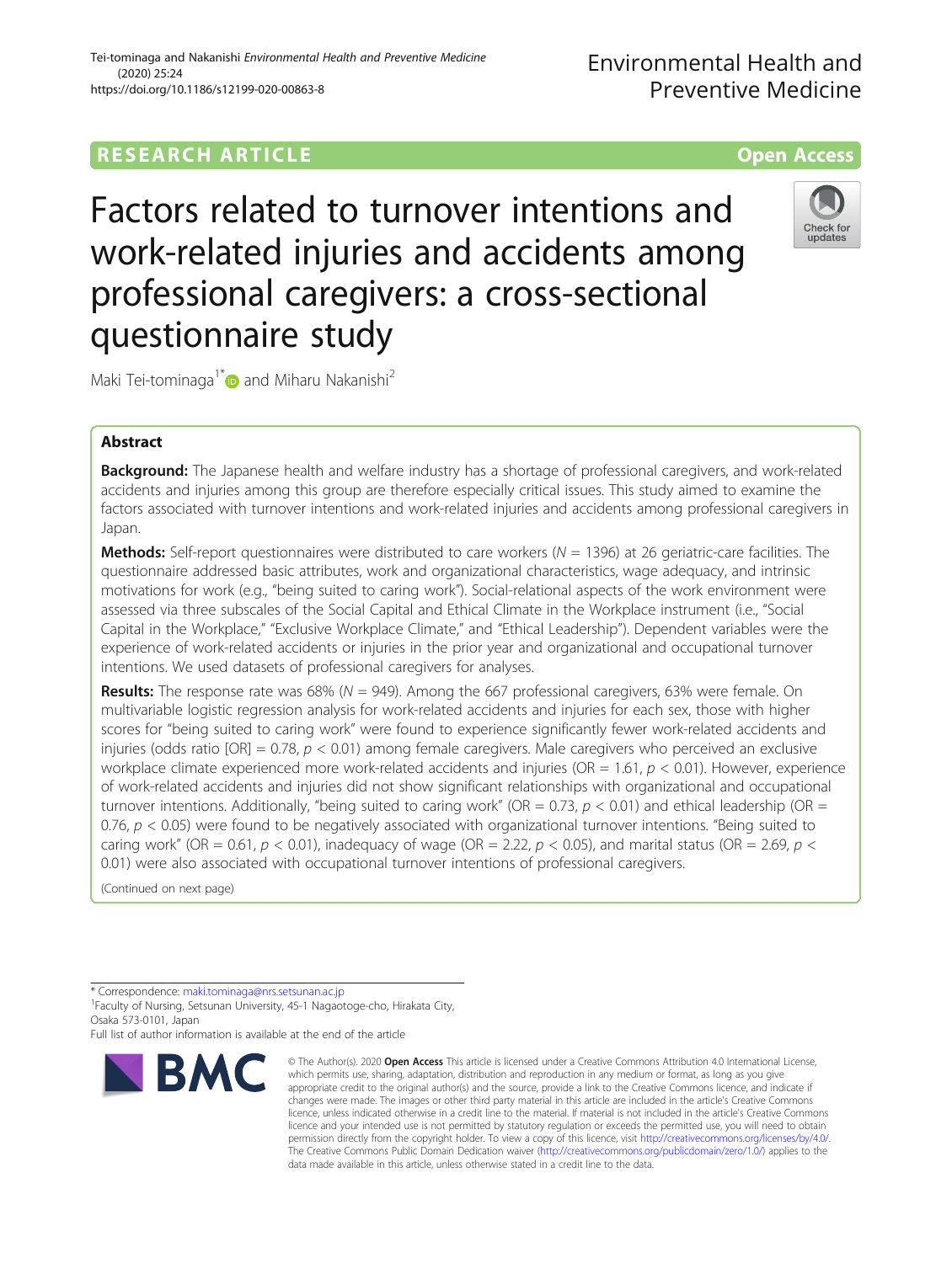RESEARCH ARTICLE

Open Access

# Factors related to turnover intentions and work-related injuries and accidents among professional caregivers: a cross-sectional questionnaire study

Maki Tei-tominaga[1*] and Miharu Nakanishi[2]

## Abstract

**Background:** The Japanese health and welfare industry has a shortage of professional caregivers, and work-related accidents and injuries among this group are therefore especially critical issues. This study aimed to examine the factors associated with turnover intentions and work-related injuries and accidents among professional caregivers in Japan.

**Methods:** Self-report questionnaires were distributed to care workers ($N = 1396$) at 26 geriatric-care facilities. The questionnaire addressed basic attributes, work and organizational characteristics, wage adequacy, and intrinsic motivations for work (e.g., "being suited to caring work"). Social-relational aspects of the work environment were assessed via three subscales of the Social Capital and Ethical Climate in the Workplace instrument (i.e., "Social Capital in the Workplace," "Exclusive Workplace Climate," and "Ethical Leadership"). Dependent variables were the experience of work-related accidents or injuries in the prior year and organizational and occupational turnover intentions. We used datasets of professional caregivers for analyses.

**Results:** The response rate was 68% ($N = 949$). Among the 667 professional caregivers, 63% were female. On multivariable logistic regression analysis for work-related accidents and injuries for each sex, those with higher scores for "being suited to caring work" were found to experience significantly fewer work-related accidents and injuries (odds ratio [OR] = 0.78, $p < 0.01$) among female caregivers. Male caregivers who perceived an exclusive workplace climate experienced more work-related accidents and injuries (OR = 1.61, $p < 0.01$). However, experience of work-related accidents and injuries did not show significant relationships with organizational and occupational turnover intentions. Additionally, "being suited to caring work" (OR = 0.73, $p < 0.01$) and ethical leadership (OR = 0.76, $p < 0.05$) were found to be negatively associated with organizational turnover intentions. "Being suited to caring work" (OR = 0.61, $p < 0.01$), inadequacy of wage (OR = 2.22, $p < 0.05$), and marital status (OR = 2.69, $p < 0.01$) were also associated with occupational turnover intentions of professional caregivers.

(Continued on next page)

\* Correspondence: maki.tominaga@nrs.setsunan.ac.jp
[1]Faculty of Nursing, Setsunan University, 45-1 Nagaotoge-cho, Hirakata City, Osaka 573-0101, Japan
Full list of author information is available at the end of the article

© The Author(s). 2020 **Open Access** This article is licensed under a Creative Commons Attribution 4.0 International License, which permits use, sharing, adaptation, distribution and reproduction in any medium or format, as long as you give appropriate credit to the original author(s) and the source, provide a link to the Creative Commons licence, and indicate if changes were made. The images or other third party material in this article are included in the article's Creative Commons licence, unless indicated otherwise in a credit line to the material. If material is not included in the article's Creative Commons licence and your intended use is not permitted by statutory regulation or exceeds the permitted use, you will need to obtain permission directly from the copyright holder. To view a copy of this licence, visit http://creativecommons.org/licenses/by/4.0/. The Creative Commons Public Domain Dedication waiver (http://creativecommons.org/publicdomain/zero/1.0/) applies to the data made available in this article, unless otherwise stated in a credit line to the data.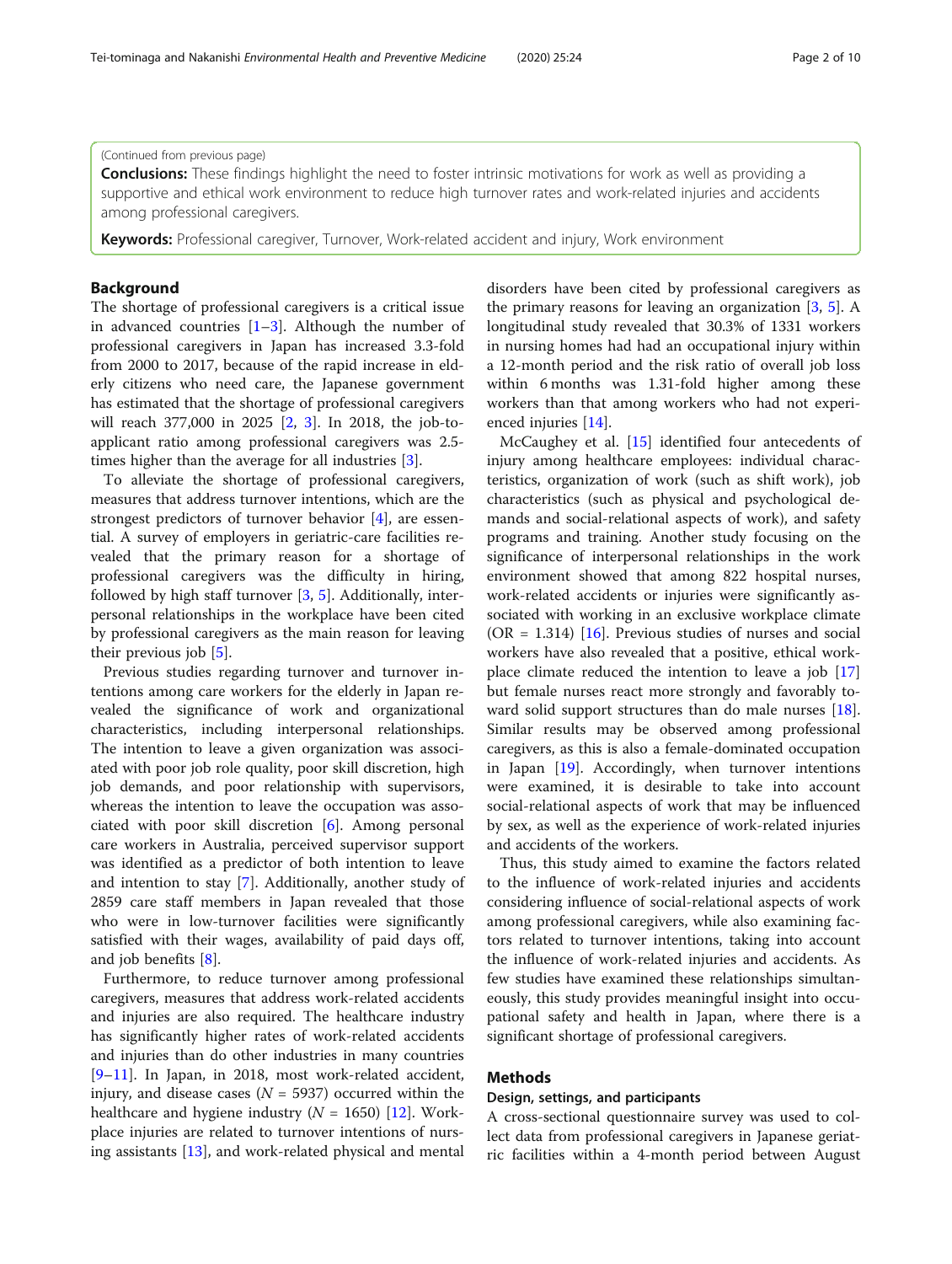(Continued from previous page)

**Conclusions:** These findings highlight the need to foster intrinsic motivations for work as well as providing a supportive and ethical work environment to reduce high turnover rates and work-related injuries and accidents among professional caregivers.

**Keywords:** Professional caregiver, Turnover, Work-related accident and injury, Work environment

## Background

The shortage of professional caregivers is a critical issue in advanced countries [1–3]. Although the number of professional caregivers in Japan has increased 3.3-fold from 2000 to 2017, because of the rapid increase in elderly citizens who need care, the Japanese government has estimated that the shortage of professional caregivers will reach 377,000 in 2025 [2, 3]. In 2018, the job-to-applicant ratio among professional caregivers was 2.5-times higher than the average for all industries [3].

To alleviate the shortage of professional caregivers, measures that address turnover intentions, which are the strongest predictors of turnover behavior [4], are essential. A survey of employers in geriatric-care facilities revealed that the primary reason for a shortage of professional caregivers was the difficulty in hiring, followed by high staff turnover [3, 5]. Additionally, interpersonal relationships in the workplace have been cited by professional caregivers as the main reason for leaving their previous job [5].

Previous studies regarding turnover and turnover intentions among care workers for the elderly in Japan revealed the significance of work and organizational characteristics, including interpersonal relationships. The intention to leave a given organization was associated with poor job role quality, poor skill discretion, high job demands, and poor relationship with supervisors, whereas the intention to leave the occupation was associated with poor skill discretion [6]. Among personal care workers in Australia, perceived supervisor support was identified as a predictor of both intention to leave and intention to stay [7]. Additionally, another study of 2859 care staff members in Japan revealed that those who were in low-turnover facilities were significantly satisfied with their wages, availability of paid days off, and job benefits [8].

Furthermore, to reduce turnover among professional caregivers, measures that address work-related accidents and injuries are also required. The healthcare industry has significantly higher rates of work-related accidents and injuries than do other industries in many countries [9–11]. In Japan, in 2018, most work-related accident, injury, and disease cases ($N$ = 5937) occurred within the healthcare and hygiene industry ($N$ = 1650) [12]. Workplace injuries are related to turnover intentions of nursing assistants [13], and work-related physical and mental disorders have been cited by professional caregivers as the primary reasons for leaving an organization [3, 5]. A longitudinal study revealed that 30.3% of 1331 workers in nursing homes had had an occupational injury within a 12-month period and the risk ratio of overall job loss within 6 months was 1.31-fold higher among these workers than that among workers who had not experienced injuries [14].

McCaughey et al. [15] identified four antecedents of injury among healthcare employees: individual characteristics, organization of work (such as shift work), job characteristics (such as physical and psychological demands and social-relational aspects of work), and safety programs and training. Another study focusing on the significance of interpersonal relationships in the work environment showed that among 822 hospital nurses, work-related accidents or injuries were significantly associated with working in an exclusive workplace climate (OR = 1.314) [16]. Previous studies of nurses and social workers have also revealed that a positive, ethical workplace climate reduced the intention to leave a job [17] but female nurses react more strongly and favorably toward solid support structures than do male nurses [18]. Similar results may be observed among professional caregivers, as this is also a female-dominated occupation in Japan [19]. Accordingly, when turnover intentions were examined, it is desirable to take into account social-relational aspects of work that may be influenced by sex, as well as the experience of work-related injuries and accidents of the workers.

Thus, this study aimed to examine the factors related to the influence of work-related injuries and accidents considering influence of social-relational aspects of work among professional caregivers, while also examining factors related to turnover intentions, taking into account the influence of work-related injuries and accidents. As few studies have examined these relationships simultaneously, this study provides meaningful insight into occupational safety and health in Japan, where there is a significant shortage of professional caregivers.

## Methods

### Design, settings, and participants

A cross-sectional questionnaire survey was used to collect data from professional caregivers in Japanese geriatric facilities within a 4-month period between August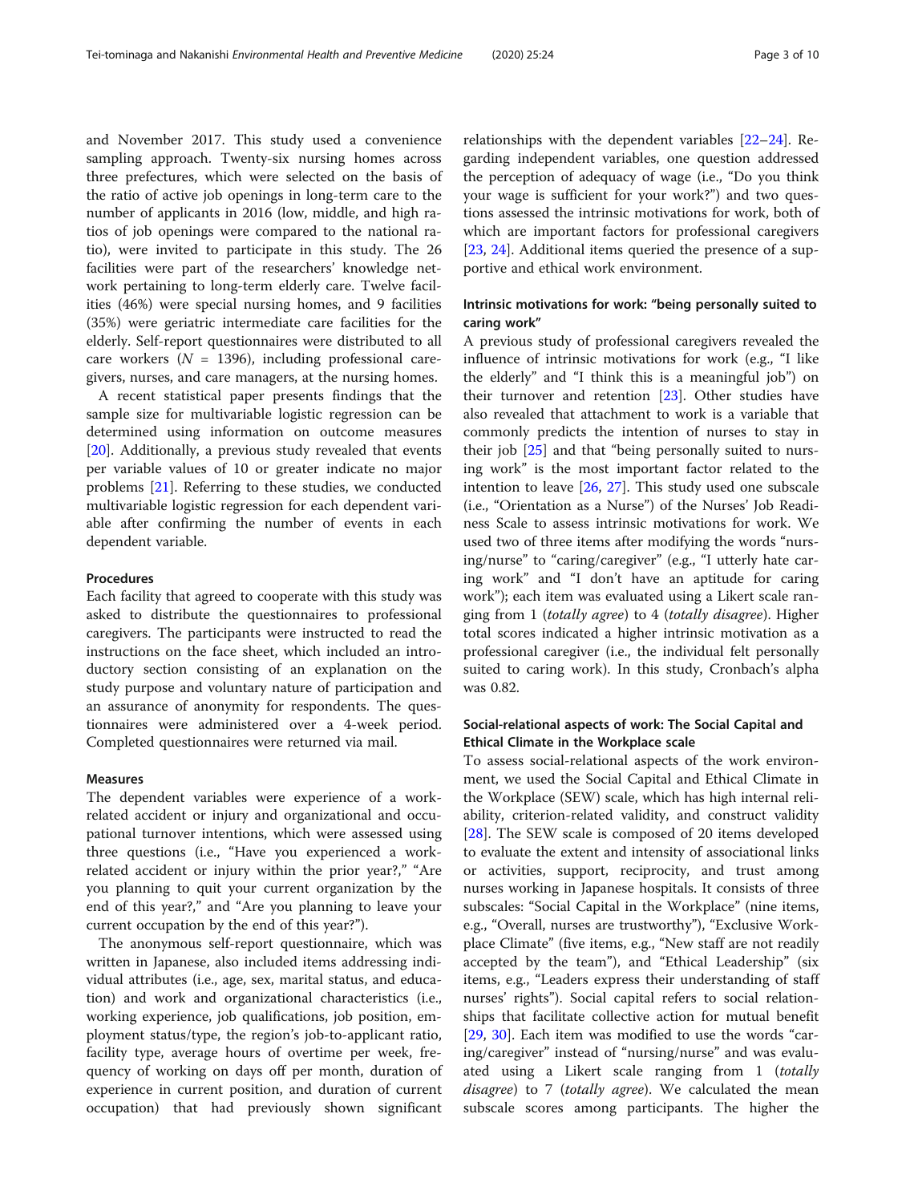and November 2017. This study used a convenience sampling approach. Twenty-six nursing homes across three prefectures, which were selected on the basis of the ratio of active job openings in long-term care to the number of applicants in 2016 (low, middle, and high ratios of job openings were compared to the national ratio), were invited to participate in this study. The 26 facilities were part of the researchers' knowledge network pertaining to long-term elderly care. Twelve facilities (46%) were special nursing homes, and 9 facilities (35%) were geriatric intermediate care facilities for the elderly. Self-report questionnaires were distributed to all care workers ($N$ = 1396), including professional caregivers, nurses, and care managers, at the nursing homes.

A recent statistical paper presents findings that the sample size for multivariable logistic regression can be determined using information on outcome measures [20]. Additionally, a previous study revealed that events per variable values of 10 or greater indicate no major problems [21]. Referring to these studies, we conducted multivariable logistic regression for each dependent variable after confirming the number of events in each dependent variable.

### Procedures

Each facility that agreed to cooperate with this study was asked to distribute the questionnaires to professional caregivers. The participants were instructed to read the instructions on the face sheet, which included an introductory section consisting of an explanation on the study purpose and voluntary nature of participation and an assurance of anonymity for respondents. The questionnaires were administered over a 4-week period. Completed questionnaires were returned via mail.

### Measures

The dependent variables were experience of a work-related accident or injury and organizational and occupational turnover intentions, which were assessed using three questions (i.e., "Have you experienced a work-related accident or injury within the prior year?," "Are you planning to quit your current organization by the end of this year?," and "Are you planning to leave your current occupation by the end of this year?").

The anonymous self-report questionnaire, which was written in Japanese, also included items addressing individual attributes (i.e., age, sex, marital status, and education) and work and organizational characteristics (i.e., working experience, job qualifications, job position, employment status/type, the region's job-to-applicant ratio, facility type, average hours of overtime per week, frequency of working on days off per month, duration of experience in current position, and duration of current occupation) that had previously shown significant relationships with the dependent variables [22–24]. Regarding independent variables, one question addressed the perception of adequacy of wage (i.e., "Do you think your wage is sufficient for your work?") and two questions assessed the intrinsic motivations for work, both of which are important factors for professional caregivers [23, 24]. Additional items queried the presence of a supportive and ethical work environment.

### Intrinsic motivations for work: "being personally suited to caring work"

A previous study of professional caregivers revealed the influence of intrinsic motivations for work (e.g., "I like the elderly" and "I think this is a meaningful job") on their turnover and retention [23]. Other studies have also revealed that attachment to work is a variable that commonly predicts the intention of nurses to stay in their job [25] and that "being personally suited to nursing work" is the most important factor related to the intention to leave [26, 27]. This study used one subscale (i.e., "Orientation as a Nurse") of the Nurses' Job Readiness Scale to assess intrinsic motivations for work. We used two of three items after modifying the words "nursing/nurse" to "caring/caregiver" (e.g., "I utterly hate caring work" and "I don't have an aptitude for caring work"); each item was evaluated using a Likert scale ranging from 1 (*totally agree*) to 4 (*totally disagree*). Higher total scores indicated a higher intrinsic motivation as a professional caregiver (i.e., the individual felt personally suited to caring work). In this study, Cronbach's alpha was 0.82.

### Social-relational aspects of work: The Social Capital and Ethical Climate in the Workplace scale

To assess social-relational aspects of the work environment, we used the Social Capital and Ethical Climate in the Workplace (SEW) scale, which has high internal reliability, criterion-related validity, and construct validity [28]. The SEW scale is composed of 20 items developed to evaluate the extent and intensity of associational links or activities, support, reciprocity, and trust among nurses working in Japanese hospitals. It consists of three subscales: "Social Capital in the Workplace" (nine items, e.g., "Overall, nurses are trustworthy"), "Exclusive Workplace Climate" (five items, e.g., "New staff are not readily accepted by the team"), and "Ethical Leadership" (six items, e.g., "Leaders express their understanding of staff nurses' rights"). Social capital refers to social relationships that facilitate collective action for mutual benefit [29, 30]. Each item was modified to use the words "caring/caregiver" instead of "nursing/nurse" and was evaluated using a Likert scale ranging from 1 (*totally disagree*) to 7 (*totally agree*). We calculated the mean subscale scores among participants. The higher the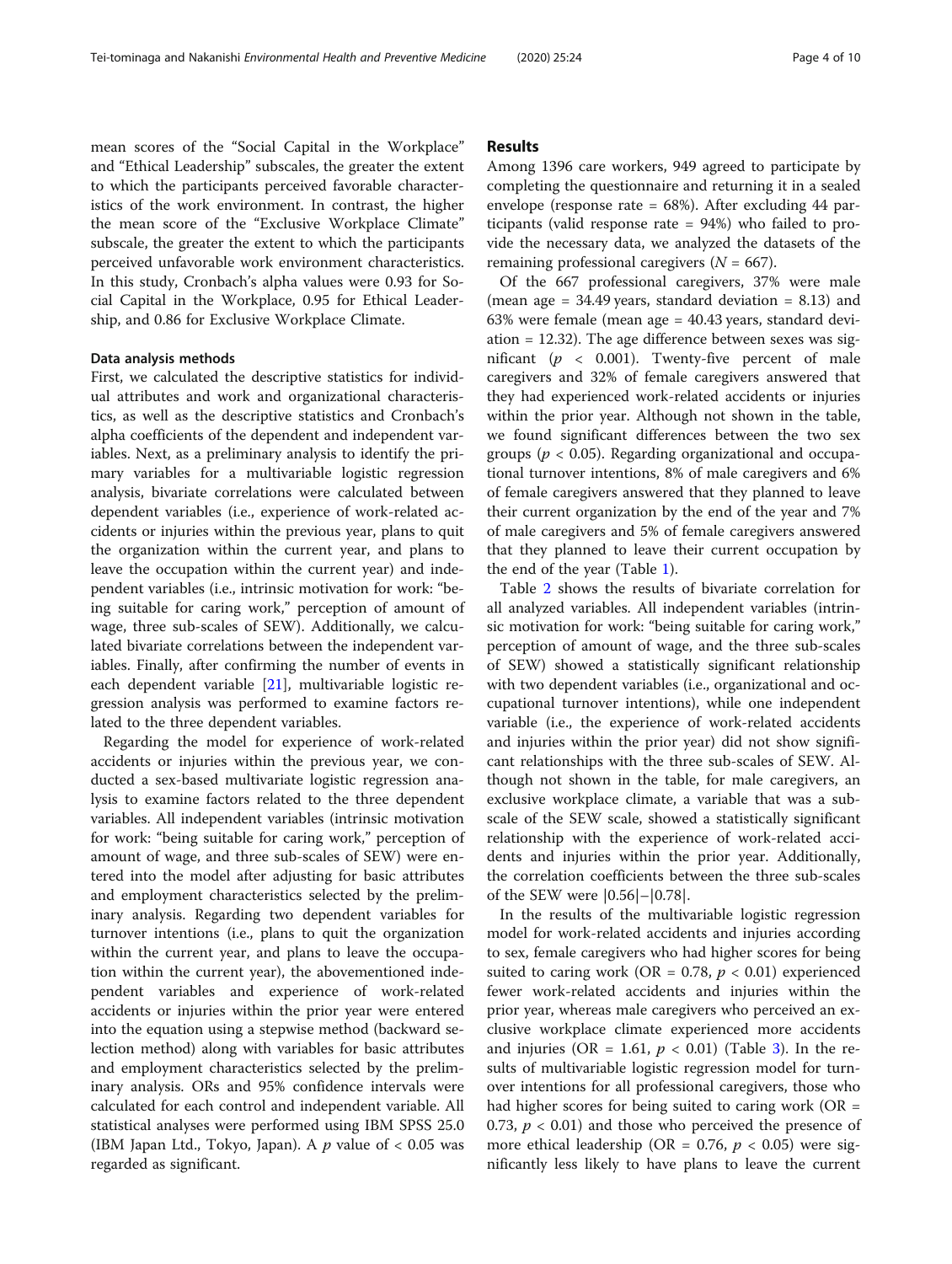mean scores of the "Social Capital in the Workplace" and "Ethical Leadership" subscales, the greater the extent to which the participants perceived favorable characteristics of the work environment. In contrast, the higher the mean score of the "Exclusive Workplace Climate" subscale, the greater the extent to which the participants perceived unfavorable work environment characteristics. In this study, Cronbach's alpha values were 0.93 for Social Capital in the Workplace, 0.95 for Ethical Leadership, and 0.86 for Exclusive Workplace Climate.

### Data analysis methods

First, we calculated the descriptive statistics for individual attributes and work and organizational characteristics, as well as the descriptive statistics and Cronbach's alpha coefficients of the dependent and independent variables. Next, as a preliminary analysis to identify the primary variables for a multivariable logistic regression analysis, bivariate correlations were calculated between dependent variables (i.e., experience of work-related accidents or injuries within the previous year, plans to quit the organization within the current year, and plans to leave the occupation within the current year) and independent variables (i.e., intrinsic motivation for work: "being suitable for caring work," perception of amount of wage, three sub-scales of SEW). Additionally, we calculated bivariate correlations between the independent variables. Finally, after confirming the number of events in each dependent variable [21], multivariable logistic regression analysis was performed to examine factors related to the three dependent variables.

Regarding the model for experience of work-related accidents or injuries within the previous year, we conducted a sex-based multivariate logistic regression analysis to examine factors related to the three dependent variables. All independent variables (intrinsic motivation for work: "being suitable for caring work," perception of amount of wage, and three sub-scales of SEW) were entered into the model after adjusting for basic attributes and employment characteristics selected by the preliminary analysis. Regarding two dependent variables for turnover intentions (i.e., plans to quit the organization within the current year, and plans to leave the occupation within the current year), the abovementioned independent variables and experience of work-related accidents or injuries within the prior year were entered into the equation using a stepwise method (backward selection method) along with variables for basic attributes and employment characteristics selected by the preliminary analysis. ORs and 95% confidence intervals were calculated for each control and independent variable. All statistical analyses were performed using IBM SPSS 25.0 (IBM Japan Ltd., Tokyo, Japan). A $p$ value of $< 0.05$ was regarded as significant.

## Results

Among 1396 care workers, 949 agreed to participate by completing the questionnaire and returning it in a sealed envelope (response rate = 68%). After excluding 44 participants (valid response rate = 94%) who failed to provide the necessary data, we analyzed the datasets of the remaining professional caregivers ($N = 667$).

Of the 667 professional caregivers, 37% were male (mean age = 34.49 years, standard deviation = 8.13) and 63% were female (mean age = 40.43 years, standard deviation = 12.32). The age difference between sexes was significant ($p < 0.001$). Twenty-five percent of male caregivers and 32% of female caregivers answered that they had experienced work-related accidents or injuries within the prior year. Although not shown in the table, we found significant differences between the two sex groups ($p < 0.05$). Regarding organizational and occupational turnover intentions, 8% of male caregivers and 6% of female caregivers answered that they planned to leave their current organization by the end of the year and 7% of male caregivers and 5% of female caregivers answered that they planned to leave their current occupation by the end of the year (Table 1).

Table 2 shows the results of bivariate correlation for all analyzed variables. All independent variables (intrinsic motivation for work: "being suitable for caring work," perception of amount of wage, and the three sub-scales of SEW) showed a statistically significant relationship with two dependent variables (i.e., organizational and occupational turnover intentions), while one independent variable (i.e., the experience of work-related accidents and injuries within the prior year) did not show significant relationships with the three sub-scales of SEW. Although not shown in the table, for male caregivers, an exclusive workplace climate, a variable that was a subscale of the SEW scale, showed a statistically significant relationship with the experience of work-related accidents and injuries within the prior year. Additionally, the correlation coefficients between the three sub-scales of the SEW were $|0.56|-|0.78|$.

In the results of the multivariable logistic regression model for work-related accidents and injuries according to sex, female caregivers who had higher scores for being suited to caring work (OR = 0.78, $p < 0.01$) experienced fewer work-related accidents and injuries within the prior year, whereas male caregivers who perceived an exclusive workplace climate experienced more accidents and injuries (OR = 1.61, $p < 0.01$) (Table 3). In the results of multivariable logistic regression model for turnover intentions for all professional caregivers, those who had higher scores for being suited to caring work (OR = 0.73, $p < 0.01$) and those who perceived the presence of more ethical leadership (OR = 0.76, $p < 0.05$) were significantly less likely to have plans to leave the current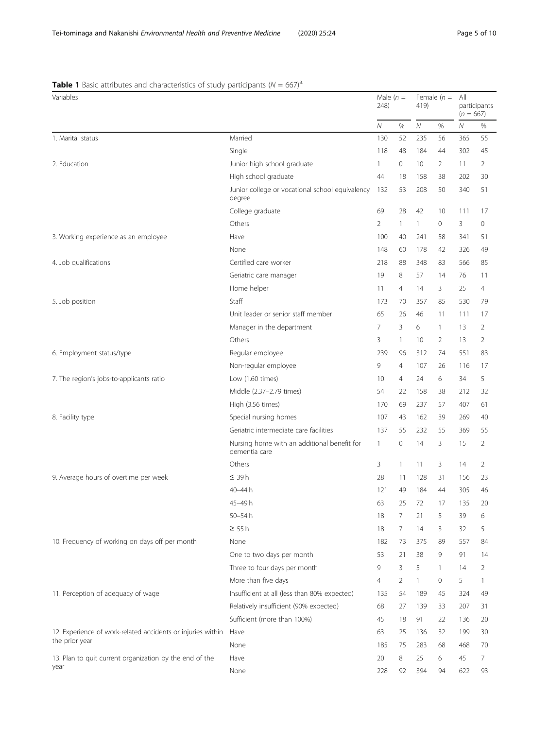**Table 1** Basic attributes and characteristics of study participants ($N = 667$)[a]

| Variables | | Male ($n =$ 248) | | Female ($n =$ 419) | | All participants ($n = 667$) | |
|---|---|---|---|---|---|---|---|
| | | *N* | % | *N* | % | *N* | % |
| 1. Marital status | Married | 130 | 52 | 235 | 56 | 365 | 55 |
| | Single | 118 | 48 | 184 | 44 | 302 | 45 |
| 2. Education | Junior high school graduate | 1 | 0 | 10 | 2 | 11 | 2 |
| | High school graduate | 44 | 18 | 158 | 38 | 202 | 30 |
| | Junior college or vocational school equivalency degree | 132 | 53 | 208 | 50 | 340 | 51 |
| | College graduate | 69 | 28 | 42 | 10 | 111 | 17 |
| | Others | 2 | 1 | 1 | 0 | 3 | 0 |
| 3. Working experience as an employee | Have | 100 | 40 | 241 | 58 | 341 | 51 |
| | None | 148 | 60 | 178 | 42 | 326 | 49 |
| 4. Job qualifications | Certified care worker | 218 | 88 | 348 | 83 | 566 | 85 |
| | Geriatric care manager | 19 | 8 | 57 | 14 | 76 | 11 |
| | Home helper | 11 | 4 | 14 | 3 | 25 | 4 |
| 5. Job position | Staff | 173 | 70 | 357 | 85 | 530 | 79 |
| | Unit leader or senior staff member | 65 | 26 | 46 | 11 | 111 | 17 |
| | Manager in the department | 7 | 3 | 6 | 1 | 13 | 2 |
| | Others | 3 | 1 | 10 | 2 | 13 | 2 |
| 6. Employment status/type | Regular employee | 239 | 96 | 312 | 74 | 551 | 83 |
| | Non-regular employee | 9 | 4 | 107 | 26 | 116 | 17 |
| 7. The region's jobs-to-applicants ratio | Low (1.60 times) | 10 | 4 | 24 | 6 | 34 | 5 |
| | Middle (2.37–2.79 times) | 54 | 22 | 158 | 38 | 212 | 32 |
| | High (3.56 times) | 170 | 69 | 237 | 57 | 407 | 61 |
| 8. Facility type | Special nursing homes | 107 | 43 | 162 | 39 | 269 | 40 |
| | Geriatric intermediate care facilities | 137 | 55 | 232 | 55 | 369 | 55 |
| | Nursing home with an additional benefit for dementia care | 1 | 0 | 14 | 3 | 15 | 2 |
| | Others | 3 | 1 | 11 | 3 | 14 | 2 |
| 9. Average hours of overtime per week | ≤ 39 h | 28 | 11 | 128 | 31 | 156 | 23 |
| | 40–44 h | 121 | 49 | 184 | 44 | 305 | 46 |
| | 45–49 h | 63 | 25 | 72 | 17 | 135 | 20 |
| | 50–54 h | 18 | 7 | 21 | 5 | 39 | 6 |
| | ≥ 55 h | 18 | 7 | 14 | 3 | 32 | 5 |
| 10. Frequency of working on days off per month | None | 182 | 73 | 375 | 89 | 557 | 84 |
| | One to two days per month | 53 | 21 | 38 | 9 | 91 | 14 |
| | Three to four days per month | 9 | 3 | 5 | 1 | 14 | 2 |
| | More than five days | 4 | 2 | 1 | 0 | 5 | 1 |
| 11. Perception of adequacy of wage | Insufficient at all (less than 80% expected) | 135 | 54 | 189 | 45 | 324 | 49 |
| | Relatively insufficient (90% expected) | 68 | 27 | 139 | 33 | 207 | 31 |
| | Sufficient (more than 100%) | 45 | 18 | 91 | 22 | 136 | 20 |
| 12. Experience of work-related accidents or injuries within the prior year | Have | 63 | 25 | 136 | 32 | 199 | 30 |
| | None | 185 | 75 | 283 | 68 | 468 | 70 |
| 13. Plan to quit current organization by the end of the year | Have | 20 | 8 | 25 | 6 | 45 | 7 |
| | None | 228 | 92 | 394 | 94 | 622 | 93 |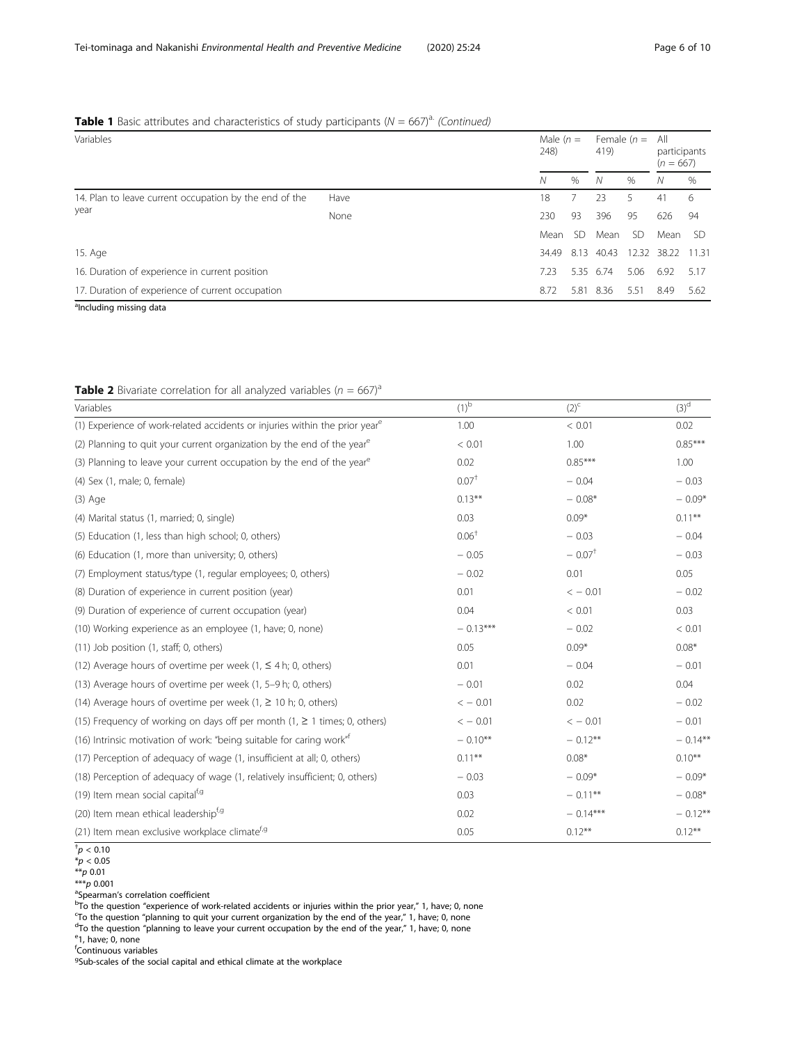**Table 1** Basic attributes and characteristics of study participants ($N$ = 667)[a] *(Continued)*

| Variables | | Male ($n$ = 248) | | Female ($n$ = 419) | | All participants ($n$ = 667) | |
|---|---|---|---|---|---|---|---|
| | | *N* | % | *N* | % | *N* | % |
| 14. Plan to leave current occupation by the end of the year | Have | 18 | 7 | 23 | 5 | 41 | 6 |
| | None | 230 | 93 | 396 | 95 | 626 | 94 |
| | | Mean | SD | Mean | SD | Mean | SD |
| 15. Age | | 34.49 | 8.13 | 40.43 | 12.32 | 38.22 | 11.31 |
| 16. Duration of experience in current position | | 7.23 | 5.35 | 6.74 | 5.06 | 6.92 | 5.17 |
| 17. Duration of experience of current occupation | | 8.72 | 5.81 | 8.36 | 5.51 | 8.49 | 5.62 |

[a]Including missing data

**Table 2** Bivariate correlation for all analyzed variables ($n$ = 667)[a]

| Variables | (1)[b] | (2)[c] | (3)[d] |
|---|---|---|---|
| (1) Experience of work-related accidents or injuries within the prior year[e] | 1.00 | < 0.01 | 0.02 |
| (2) Planning to quit your current organization by the end of the year[e] | < 0.01 | 1.00 | 0.85*** |
| (3) Planning to leave your current occupation by the end of the year[e] | 0.02 | 0.85*** | 1.00 |
| (4) Sex (1, male; 0, female) | 0.07† | − 0.04 | − 0.03 |
| (3) Age | 0.13** | − 0.08* | − 0.09* |
| (4) Marital status (1, married; 0, single) | 0.03 | 0.09* | 0.11** |
| (5) Education (1, less than high school; 0, others) | 0.06† | − 0.03 | − 0.04 |
| (6) Education (1, more than university; 0, others) | − 0.05 | − 0.07† | − 0.03 |
| (7) Employment status/type (1, regular employees; 0, others) | − 0.02 | 0.01 | 0.05 |
| (8) Duration of experience in current position (year) | 0.01 | < − 0.01 | − 0.02 |
| (9) Duration of experience of current occupation (year) | 0.04 | < 0.01 | 0.03 |
| (10) Working experience as an employee (1, have; 0, none) | − 0.13*** | − 0.02 | < 0.01 |
| (11) Job position (1, staff; 0, others) | 0.05 | 0.09* | 0.08* |
| (12) Average hours of overtime per week (1, ≤ 4 h; 0, others) | 0.01 | − 0.04 | − 0.01 |
| (13) Average hours of overtime per week (1, 5–9 h; 0, others) | − 0.01 | 0.02 | 0.04 |
| (14) Average hours of overtime per week (1, ≥ 10 h; 0, others) | < − 0.01 | 0.02 | − 0.02 |
| (15) Frequency of working on days off per month (1, ≥ 1 times; 0, others) | < − 0.01 | < − 0.01 | − 0.01 |
| (16) Intrinsic motivation of work: "being suitable for caring work"[f] | − 0.10** | − 0.12** | − 0.14** |
| (17) Perception of adequacy of wage (1, insufficient at all; 0, others) | 0.11** | 0.08* | 0.10** |
| (18) Perception of adequacy of wage (1, relatively insufficient; 0, others) | − 0.03 | − 0.09* | − 0.09* |
| (19) Item mean social capital[f,g] | 0.03 | − 0.11** | − 0.08* |
| (20) Item mean ethical leadership[f,g] | 0.02 | − 0.14*** | − 0.12** |
| (21) Item mean exclusive workplace climate[f,g] | 0.05 | 0.12** | 0.12** |

†$p$ < 0.10
*$p$ < 0.05
**$p$ 0.01
***$p$ 0.001
[a]Spearman's correlation coefficient
[b]To the question "experience of work-related accidents or injuries within the prior year," 1, have; 0, none
[c]To the question "planning to quit your current organization by the end of the year," 1, have; 0, none
[d]To the question "planning to leave your current occupation by the end of the year," 1, have; 0, none
[e]1, have; 0, none
[f]Continuous variables
[g]Sub-scales of the social capital and ethical climate at the workplace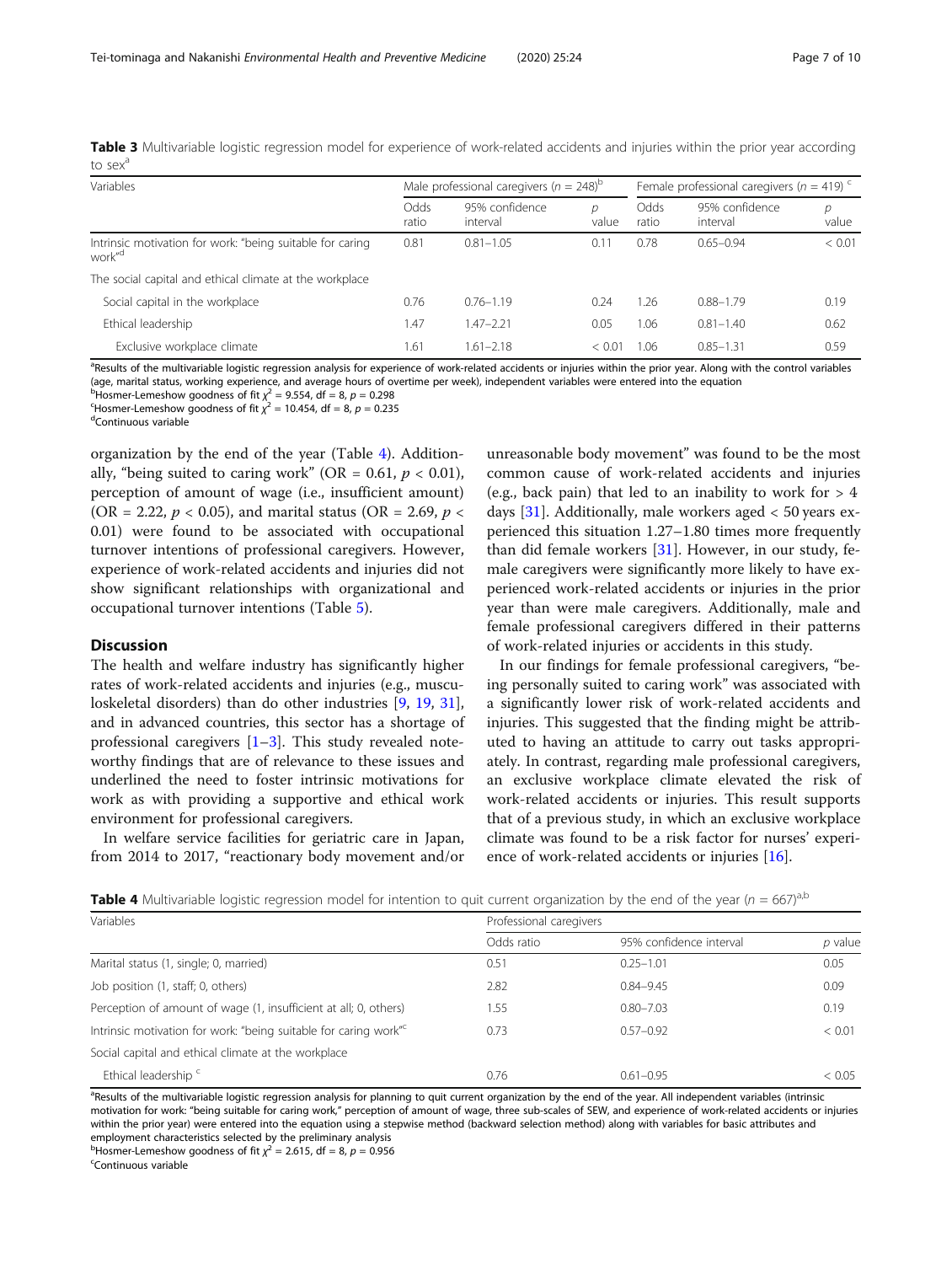**Table 3** Multivariable logistic regression model for experience of work-related accidents and injuries within the prior year according to sex[a]

| Variables | Male professional caregivers ($n$ = 248)[b] | | | Female professional caregivers ($n$ = 419) [c] | | |
|---|---|---|---|---|---|---|
| | Odds ratio | 95% confidence interval | $p$ value | Odds ratio | 95% confidence interval | $p$ value |
| Intrinsic motivation for work: "being suitable for caring work"[d] | 0.81 | 0.81–1.05 | 0.11 | 0.78 | 0.65–0.94 | < 0.01 |
| The social capital and ethical climate at the workplace | | | | | | |
| Social capital in the workplace | 0.76 | 0.76–1.19 | 0.24 | 1.26 | 0.88–1.79 | 0.19 |
| Ethical leadership | 1.47 | 1.47–2.21 | 0.05 | 1.06 | 0.81–1.40 | 0.62 |
| Exclusive workplace climate | 1.61 | 1.61–2.18 | < 0.01 | 1.06 | 0.85–1.31 | 0.59 |

[a]Results of the multivariable logistic regression analysis for experience of work-related accidents or injuries within the prior year. Along with the control variables (age, marital status, working experience, and average hours of overtime per week), independent variables were entered into the equation
[b]Hosmer-Lemeshow goodness of fit $\chi^2$ = 9.554, df = 8, $p$ = 0.298
[c]Hosmer-Lemeshow goodness of fit $\chi^2$ = 10.454, df = 8, $p$ = 0.235
[d]Continuous variable

organization by the end of the year (Table 4). Additionally, "being suited to caring work" (OR = 0.61, $p < 0.01$), perception of amount of wage (i.e., insufficient amount) (OR = 2.22, $p < 0.05$), and marital status (OR = 2.69, $p < 0.01$) were found to be associated with occupational turnover intentions of professional caregivers. However, experience of work-related accidents and injuries did not show significant relationships with organizational and occupational turnover intentions (Table 5).

## Discussion

The health and welfare industry has significantly higher rates of work-related accidents and injuries (e.g., musculoskeletal disorders) than do other industries [9, 19, 31], and in advanced countries, this sector has a shortage of professional caregivers [1–3]. This study revealed noteworthy findings that are of relevance to these issues and underlined the need to foster intrinsic motivations for work as with providing a supportive and ethical work environment for professional caregivers.

In welfare service facilities for geriatric care in Japan, from 2014 to 2017, "reactionary body movement and/or unreasonable body movement" was found to be the most common cause of work-related accidents and injuries (e.g., back pain) that led to an inability to work for > 4 days [31]. Additionally, male workers aged < 50 years experienced this situation 1.27–1.80 times more frequently than did female workers [31]. However, in our study, female caregivers were significantly more likely to have experienced work-related accidents or injuries in the prior year than were male caregivers. Additionally, male and female professional caregivers differed in their patterns of work-related injuries or accidents in this study.

In our findings for female professional caregivers, "being personally suited to caring work" was associated with a significantly lower risk of work-related accidents and injuries. This suggested that the finding might be attributed to having an attitude to carry out tasks appropriately. In contrast, regarding male professional caregivers, an exclusive workplace climate elevated the risk of work-related accidents or injuries. This result supports that of a previous study, in which an exclusive workplace climate was found to be a risk factor for nurses' experience of work-related accidents or injuries [16].

**Table 4** Multivariable logistic regression model for intention to quit current organization by the end of the year ($n$ = 667)[a,b]

| Variables | Professional caregivers | | |
|---|---|---|---|
| | Odds ratio | 95% confidence interval | $p$ value |
| Marital status (1, single; 0, married) | 0.51 | 0.25–1.01 | 0.05 |
| Job position (1, staff; 0, others) | 2.82 | 0.84–9.45 | 0.09 |
| Perception of amount of wage (1, insufficient at all; 0, others) | 1.55 | 0.80–7.03 | 0.19 |
| Intrinsic motivation for work: "being suitable for caring work"[c] | 0.73 | 0.57–0.92 | < 0.01 |
| Social capital and ethical climate at the workplace | | | |
| Ethical leadership [c] | 0.76 | 0.61–0.95 | < 0.05 |

[a]Results of the multivariable logistic regression analysis for planning to quit current organization by the end of the year. All independent variables (intrinsic motivation for work: "being suitable for caring work," perception of amount of wage, three sub-scales of SEW, and experience of work-related accidents or injuries within the prior year) were entered into the equation using a stepwise method (backward selection method) along with variables for basic attributes and employment characteristics selected by the preliminary analysis
[b]Hosmer-Lemeshow goodness of fit $\chi^2$ = 2.615, df = 8, $p$ = 0.956
[c]Continuous variable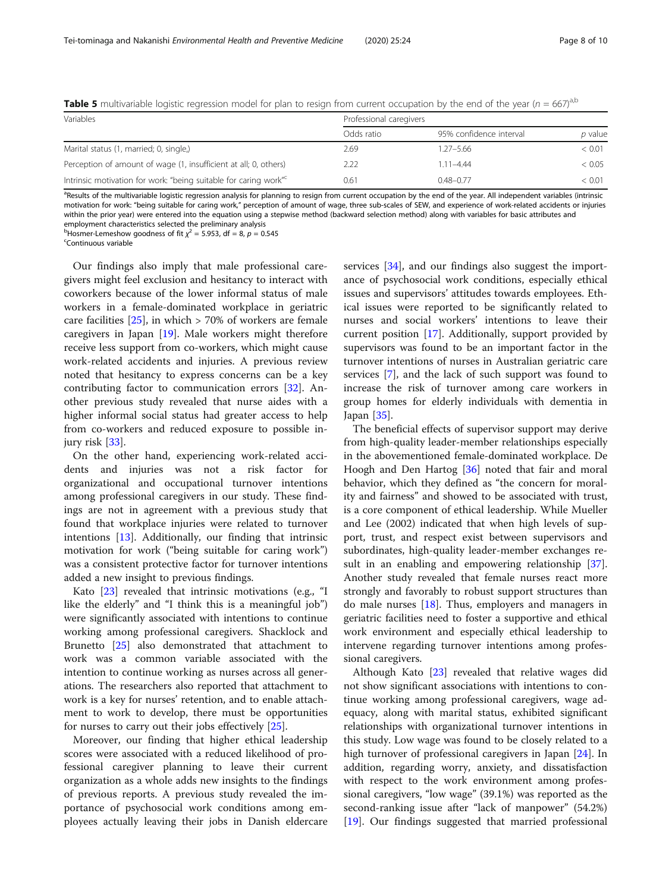**Table 5** multivariable logistic regression model for plan to resign from current occupation by the end of the year ($n$ = 667)[a,b]

| Variables | Professional caregivers | | |
|---|---|---|---|
| | Odds ratio | 95% confidence interval | *p* value |
| Marital status (1, married; 0, single,) | 2.69 | 1.27–5.66 | < 0.01 |
| Perception of amount of wage (1, insufficient at all; 0, others) | 2.22 | 1.11–4.44 | < 0.05 |
| Intrinsic motivation for work: "being suitable for caring work"[c] | 0.61 | 0.48–0.77 | < 0.01 |

[a]Results of the multivariable logistic regression analysis for planning to resign from current occupation by the end of the year. All independent variables (intrinsic motivation for work: "being suitable for caring work," perception of amount of wage, three sub-scales of SEW, and experience of work-related accidents or injuries within the prior year) were entered into the equation using a stepwise method (backward selection method) along with variables for basic attributes and employment characteristics selected the preliminary analysis
[b]Hosmer-Lemeshow goodness of fit $\chi^2$ = 5.953, df = 8, $p$ = 0.545
[c]Continuous variable

Our findings also imply that male professional caregivers might feel exclusion and hesitancy to interact with coworkers because of the lower informal status of male workers in a female-dominated workplace in geriatric care facilities [25], in which > 70% of workers are female caregivers in Japan [19]. Male workers might therefore receive less support from co-workers, which might cause work-related accidents and injuries. A previous review noted that hesitancy to express concerns can be a key contributing factor to communication errors [32]. Another previous study revealed that nurse aides with a higher informal social status had greater access to help from co-workers and reduced exposure to possible injury risk [33].

On the other hand, experiencing work-related accidents and injuries was not a risk factor for organizational and occupational turnover intentions among professional caregivers in our study. These findings are not in agreement with a previous study that found that workplace injuries were related to turnover intentions [13]. Additionally, our finding that intrinsic motivation for work ("being suitable for caring work") was a consistent protective factor for turnover intentions added a new insight to previous findings.

Kato [23] revealed that intrinsic motivations (e.g., "I like the elderly" and "I think this is a meaningful job") were significantly associated with intentions to continue working among professional caregivers. Shacklock and Brunetto [25] also demonstrated that attachment to work was a common variable associated with the intention to continue working as nurses across all generations. The researchers also reported that attachment to work is a key for nurses' retention, and to enable attachment to work to develop, there must be opportunities for nurses to carry out their jobs effectively [25].

Moreover, our finding that higher ethical leadership scores were associated with a reduced likelihood of professional caregiver planning to leave their current organization as a whole adds new insights to the findings of previous reports. A previous study revealed the importance of psychosocial work conditions among employees actually leaving their jobs in Danish eldercare services [34], and our findings also suggest the importance of psychosocial work conditions, especially ethical issues and supervisors' attitudes towards employees. Ethical issues were reported to be significantly related to nurses and social workers' intentions to leave their current position [17]. Additionally, support provided by supervisors was found to be an important factor in the turnover intentions of nurses in Australian geriatric care services [7], and the lack of such support was found to increase the risk of turnover among care workers in group homes for elderly individuals with dementia in Japan [35].

The beneficial effects of supervisor support may derive from high-quality leader-member relationships especially in the abovementioned female-dominated workplace. De Hoogh and Den Hartog [36] noted that fair and moral behavior, which they defined as "the concern for morality and fairness" and showed to be associated with trust, is a core component of ethical leadership. While Mueller and Lee (2002) indicated that when high levels of support, trust, and respect exist between supervisors and subordinates, high-quality leader-member exchanges result in an enabling and empowering relationship [37]. Another study revealed that female nurses react more strongly and favorably to robust support structures than do male nurses [18]. Thus, employers and managers in geriatric facilities need to foster a supportive and ethical work environment and especially ethical leadership to intervene regarding turnover intentions among professional caregivers.

Although Kato [23] revealed that relative wages did not show significant associations with intentions to continue working among professional caregivers, wage adequacy, along with marital status, exhibited significant relationships with organizational turnover intentions in this study. Low wage was found to be closely related to a high turnover of professional caregivers in Japan [24]. In addition, regarding worry, anxiety, and dissatisfaction with respect to the work environment among professional caregivers, "low wage" (39.1%) was reported as the second-ranking issue after "lack of manpower" (54.2%) [19]. Our findings suggested that married professional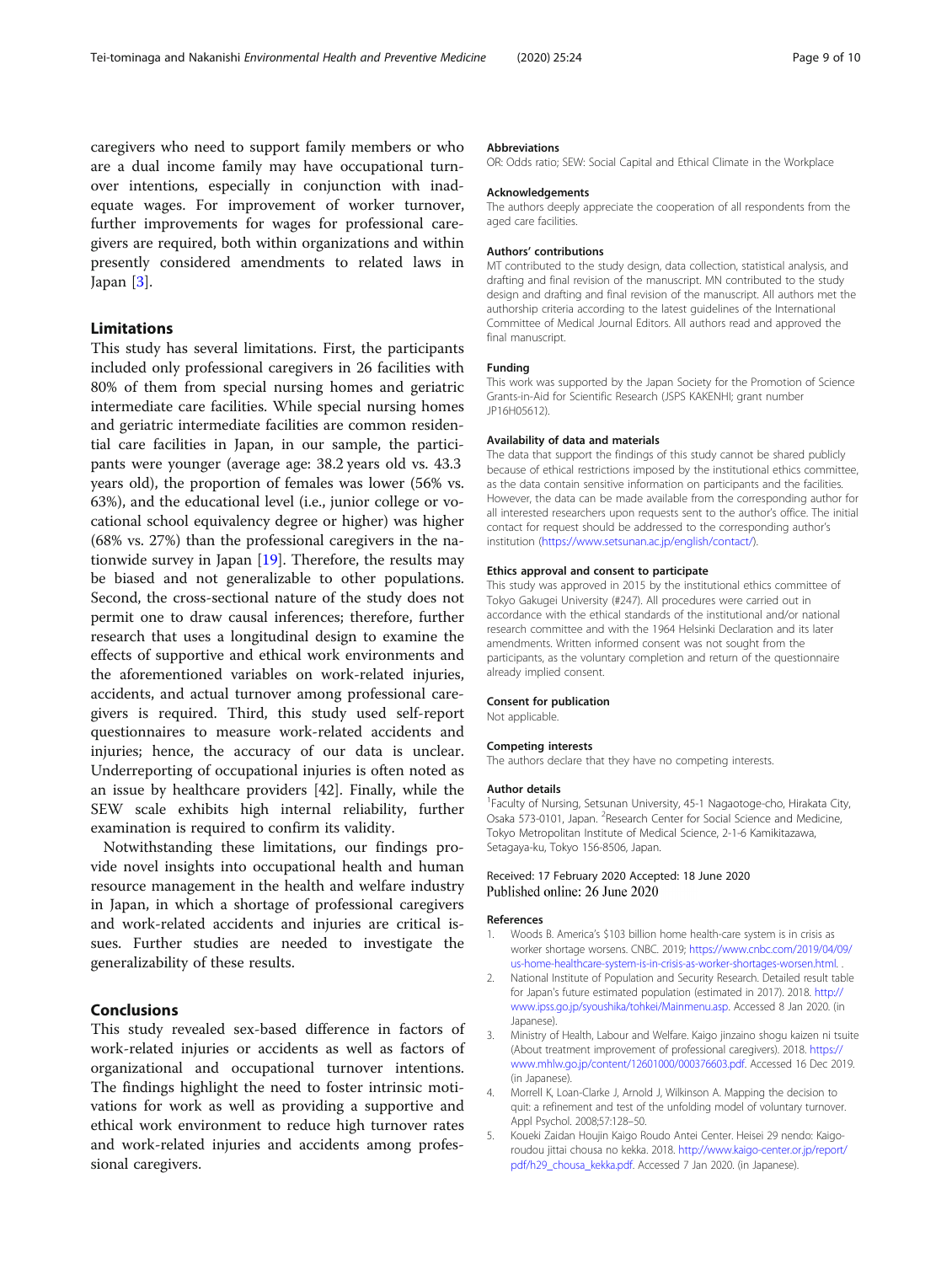caregivers who need to support family members or who are a dual income family may have occupational turnover intentions, especially in conjunction with inadequate wages. For improvement of worker turnover, further improvements for wages for professional caregivers are required, both within organizations and within presently considered amendments to related laws in Japan [3].

## Limitations

This study has several limitations. First, the participants included only professional caregivers in 26 facilities with 80% of them from special nursing homes and geriatric intermediate care facilities. While special nursing homes and geriatric intermediate facilities are common residential care facilities in Japan, in our sample, the participants were younger (average age: 38.2 years old vs. 43.3 years old), the proportion of females was lower (56% vs. 63%), and the educational level (i.e., junior college or vocational school equivalency degree or higher) was higher (68% vs. 27%) than the professional caregivers in the nationwide survey in Japan [19]. Therefore, the results may be biased and not generalizable to other populations. Second, the cross-sectional nature of the study does not permit one to draw causal inferences; therefore, further research that uses a longitudinal design to examine the effects of supportive and ethical work environments and the aforementioned variables on work-related injuries, accidents, and actual turnover among professional caregivers is required. Third, this study used self-report questionnaires to measure work-related accidents and injuries; hence, the accuracy of our data is unclear. Underreporting of occupational injuries is often noted as an issue by healthcare providers [42]. Finally, while the SEW scale exhibits high internal reliability, further examination is required to confirm its validity.

Notwithstanding these limitations, our findings provide novel insights into occupational health and human resource management in the health and welfare industry in Japan, in which a shortage of professional caregivers and work-related accidents and injuries are critical issues. Further studies are needed to investigate the generalizability of these results.

## Conclusions

This study revealed sex-based difference in factors of work-related injuries or accidents as well as factors of organizational and occupational turnover intentions. The findings highlight the need to foster intrinsic motivations for work as well as providing a supportive and ethical work environment to reduce high turnover rates and work-related injuries and accidents among professional caregivers.

#### Abbreviations

OR: Odds ratio; SEW: Social Capital and Ethical Climate in the Workplace

#### Acknowledgements

The authors deeply appreciate the cooperation of all respondents from the aged care facilities.

#### Authors' contributions

MT contributed to the study design, data collection, statistical analysis, and drafting and final revision of the manuscript. MN contributed to the study design and drafting and final revision of the manuscript. All authors met the authorship criteria according to the latest guidelines of the International Committee of Medical Journal Editors. All authors read and approved the final manuscript.

#### Funding

This work was supported by the Japan Society for the Promotion of Science Grants-in-Aid for Scientific Research (JSPS KAKENHI; grant number JP16H05612).

#### Availability of data and materials

The data that support the findings of this study cannot be shared publicly because of ethical restrictions imposed by the institutional ethics committee, as the data contain sensitive information on participants and the facilities. However, the data can be made available from the corresponding author for all interested researchers upon requests sent to the author's office. The initial contact for request should be addressed to the corresponding author's institution (https://www.setsunan.ac.jp/english/contact/).

#### Ethics approval and consent to participate

This study was approved in 2015 by the institutional ethics committee of Tokyo Gakugei University (#247). All procedures were carried out in accordance with the ethical standards of the institutional and/or national research committee and with the 1964 Helsinki Declaration and its later amendments. Written informed consent was not sought from the participants, as the voluntary completion and return of the questionnaire already implied consent.

#### Consent for publication

Not applicable.

#### Competing interests

The authors declare that they have no competing interests.

#### Author details

[1]Faculty of Nursing, Setsunan University, 45-1 Nagaotoge-cho, Hirakata City, Osaka 573-0101, Japan. [2]Research Center for Social Science and Medicine, Tokyo Metropolitan Institute of Medical Science, 2-1-6 Kamikitazawa, Setagaya-ku, Tokyo 156-8506, Japan.

Received: 17 February 2020 Accepted: 18 June 2020
Published online: 26 June 2020

#### References

1. Woods B. America's $103 billion home health-care system is in crisis as worker shortage worsens. CNBC. 2019; https://www.cnbc.com/2019/04/09/us-home-healthcare-system-is-in-crisis-as-worker-shortages-worsen.html. .
2. National Institute of Population and Security Research. Detailed result table for Japan's future estimated population (estimated in 2017). 2018. http://www.ipss.go.jp/syoushika/tohkei/Mainmenu.asp. Accessed 8 Jan 2020. (in Japanese).
3. Ministry of Health, Labour and Welfare. Kaigo jinzaino shogu kaizen ni tsuite (About treatment improvement of professional caregivers). 2018. https://www.mhlw.go.jp/content/12601000/000376603.pdf. Accessed 16 Dec 2019. (in Japanese).
4. Morrell K, Loan-Clarke J, Arnold J, Wilkinson A. Mapping the decision to quit: a refinement and test of the unfolding model of voluntary turnover. Appl Psychol. 2008;57:128–50.
5. Koueki Zaidan Houjin Kaigo Roudo Antei Center. Heisei 29 nendo: Kaigo-roudou jittai chousa no kekka. 2018. http://www.kaigo-center.or.jp/report/pdf/h29_chousa_kekka.pdf. Accessed 7 Jan 2020. (in Japanese).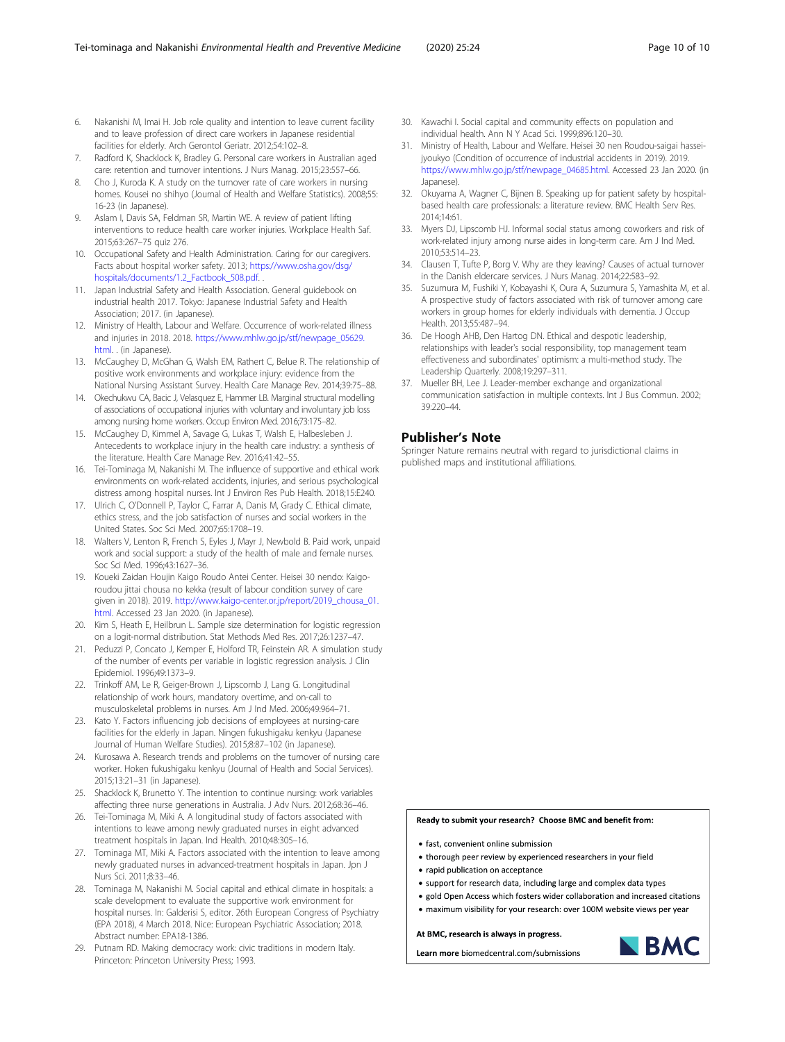6. Nakanishi M, Imai H. Job role quality and intention to leave current facility and to leave profession of direct care workers in Japanese residential facilities for elderly. Arch Gerontol Geriatr. 2012;54:102–8.
7. Radford K, Shacklock K, Bradley G. Personal care workers in Australian aged care: retention and turnover intentions. J Nurs Manag. 2015;23:557–66.
8. Cho J, Kuroda K. A study on the turnover rate of care workers in nursing homes. Kousei no shihyo (Journal of Health and Welfare Statistics). 2008;55: 16-23 (in Japanese).
9. Aslam I, Davis SA, Feldman SR, Martin WE. A review of patient lifting interventions to reduce health care worker injuries. Workplace Health Saf. 2015;63:267–75 quiz 276.
10. Occupational Safety and Health Administration. Caring for our caregivers. Facts about hospital worker safety. 2013; https://www.osha.gov/dsg/hospitals/documents/1.2_Factbook_508.pdf. .
11. Japan Industrial Safety and Health Association. General guidebook on industrial health 2017. Tokyo: Japanese Industrial Safety and Health Association; 2017. (in Japanese).
12. Ministry of Health, Labour and Welfare. Occurrence of work-related illness and injuries in 2018. 2018. https://www.mhlw.go.jp/stf/newpage_05629.html. . (in Japanese).
13. McCaughey D, McGhan G, Walsh EM, Rathert C, Belue R. The relationship of positive work environments and workplace injury: evidence from the National Nursing Assistant Survey. Health Care Manage Rev. 2014;39:75–88.
14. Okechukwu CA, Bacic J, Velasquez E, Hammer LB. Marginal structural modelling of associations of occupational injuries with voluntary and involuntary job loss among nursing home workers. Occup Environ Med. 2016;73:175–82.
15. McCaughey D, Kimmel A, Savage G, Lukas T, Walsh E, Halbesleben J. Antecedents to workplace injury in the health care industry: a synthesis of the literature. Health Care Manage Rev. 2016;41:42–55.
16. Tei-Tominaga M, Nakanishi M. The influence of supportive and ethical work environments on work-related accidents, injuries, and serious psychological distress among hospital nurses. Int J Environ Res Pub Health. 2018;15:E240.
17. Ulrich C, O'Donnell P, Taylor C, Farrar A, Danis M, Grady C. Ethical climate, ethics stress, and the job satisfaction of nurses and social workers in the United States. Soc Sci Med. 2007;65:1708–19.
18. Walters V, Lenton R, French S, Eyles J, Mayr J, Newbold B. Paid work, unpaid work and social support: a study of the health of male and female nurses. Soc Sci Med. 1996;43:1627–36.
19. Koueki Zaidan Houjin Kaigo Roudo Antei Center. Heisei 30 nendo: Kaigo-roudou jittai chousa no kekka (result of labour condition survey of care given in 2018). 2019. http://www.kaigo-center.or.jp/report/2019_chousa_01.html. Accessed 23 Jan 2020. (in Japanese).
20. Kim S, Heath E, Heilbrun L. Sample size determination for logistic regression on a logit-normal distribution. Stat Methods Med Res. 2017;26:1237–47.
21. Peduzzi P, Concato J, Kemper E, Holford TR, Feinstein AR. A simulation study of the number of events per variable in logistic regression analysis. J Clin Epidemiol. 1996;49:1373–9.
22. Trinkoff AM, Le R, Geiger-Brown J, Lipscomb J, Lang G. Longitudinal relationship of work hours, mandatory overtime, and on-call to musculoskeletal problems in nurses. Am J Ind Med. 2006;49:964–71.
23. Kato Y. Factors influencing job decisions of employees at nursing-care facilities for the elderly in Japan. Ningen fukushigaku kenkyu (Japanese Journal of Human Welfare Studies). 2015;8:87–102 (in Japanese).
24. Kurosawa A. Research trends and problems on the turnover of nursing care worker. Hoken fukushigaku kenkyu (Journal of Health and Social Services). 2015;13:21–31 (in Japanese).
25. Shacklock K, Brunetto Y. The intention to continue nursing: work variables affecting three nurse generations in Australia. J Adv Nurs. 2012;68:36–46.
26. Tei-Tominaga M, Miki A. A longitudinal study of factors associated with intentions to leave among newly graduated nurses in eight advanced treatment hospitals in Japan. Ind Health. 2010;48:305–16.
27. Tominaga MT, Miki A. Factors associated with the intention to leave among newly graduated nurses in advanced-treatment hospitals in Japan. Jpn J Nurs Sci. 2011;8:33–46.
28. Tominaga M, Nakanishi M. Social capital and ethical climate in hospitals: a scale development to evaluate the supportive work environment for hospital nurses. In: Galderisi S, editor. 26th European Congress of Psychiatry (EPA 2018), 4 March 2018. Nice: European Psychiatric Association; 2018. Abstract number: EPA18-1386.
29. Putnam RD. Making democracy work: civic traditions in modern Italy. Princeton: Princeton University Press; 1993.
30. Kawachi I. Social capital and community effects on population and individual health. Ann N Y Acad Sci. 1999;896:120–30.
31. Ministry of Health, Labour and Welfare. Heisei 30 nen Roudou-saigai hassei-jyoukyo (Condition of occurrence of industrial accidents in 2019). 2019. https://www.mhlw.go.jp/stf/newpage_04685.html. Accessed 23 Jan 2020. (in Japanese).
32. Okuyama A, Wagner C, Bijnen B. Speaking up for patient safety by hospital-based health care professionals: a literature review. BMC Health Serv Res. 2014;14:61.
33. Myers DJ, Lipscomb HJ. Informal social status among coworkers and risk of work-related injury among nurse aides in long-term care. Am J Ind Med. 2010;53:514–23.
34. Clausen T, Tufte P, Borg V. Why are they leaving? Causes of actual turnover in the Danish eldercare services. J Nurs Manag. 2014;22:583–92.
35. Suzumura M, Fushiki Y, Kobayashi K, Oura A, Suzumura S, Yamashita M, et al. A prospective study of factors associated with risk of turnover among care workers in group homes for elderly individuals with dementia. J Occup Health. 2013;55:487–94.
36. De Hoogh AHB, Den Hartog DN. Ethical and despotic leadership, relationships with leader's social responsibility, top management team effectiveness and subordinates' optimism: a multi-method study. The Leadership Quarterly. 2008;19:297–311.
37. Mueller BH, Lee J. Leader-member exchange and organizational communication satisfaction in multiple contexts. Int J Bus Commun. 2002; 39:220–44.

## Publisher's Note

Springer Nature remains neutral with regard to jurisdictional claims in published maps and institutional affiliations.

**Ready to submit your research? Choose BMC and benefit from:**

- fast, convenient online submission
- thorough peer review by experienced researchers in your field
- rapid publication on acceptance
- support for research data, including large and complex data types
- gold Open Access which fosters wider collaboration and increased citations
- maximum visibility for your research: over 100M website views per year

**At BMC, research is always in progress.**

**Learn more** biomedcentral.com/submissions

BMC